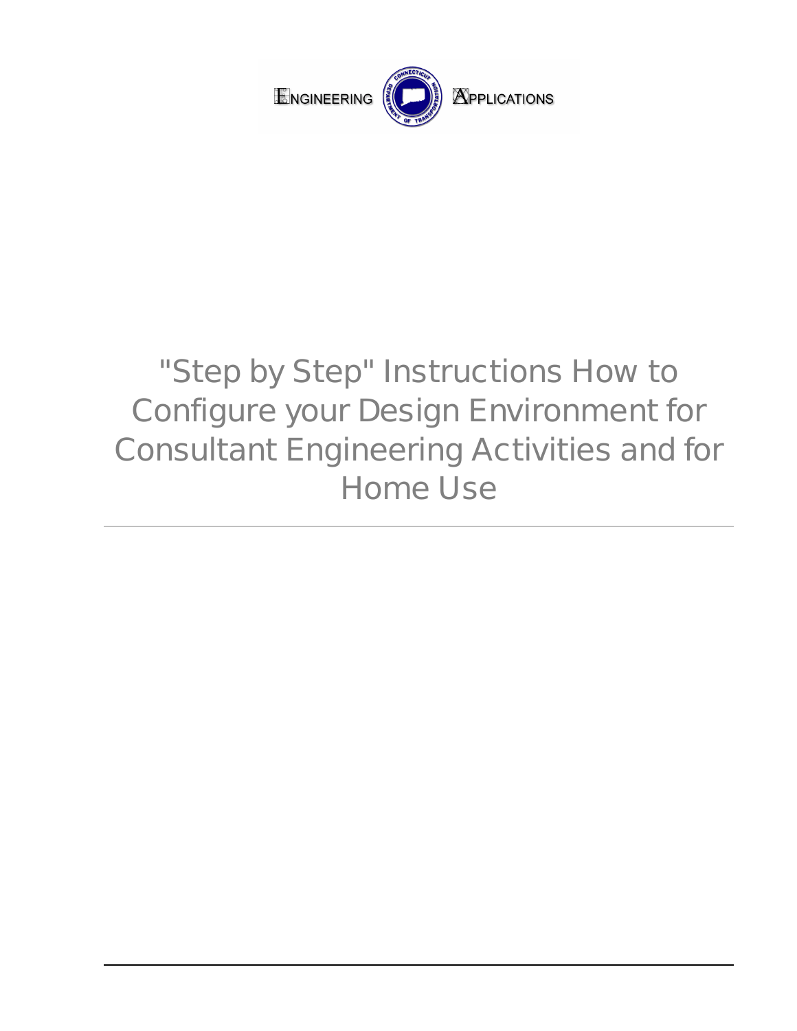ENGINEERING APPLICATIONS

# "Step by Step" Instructions How to Configure your Design Environment for Consultant Engineering Activities and for Home Use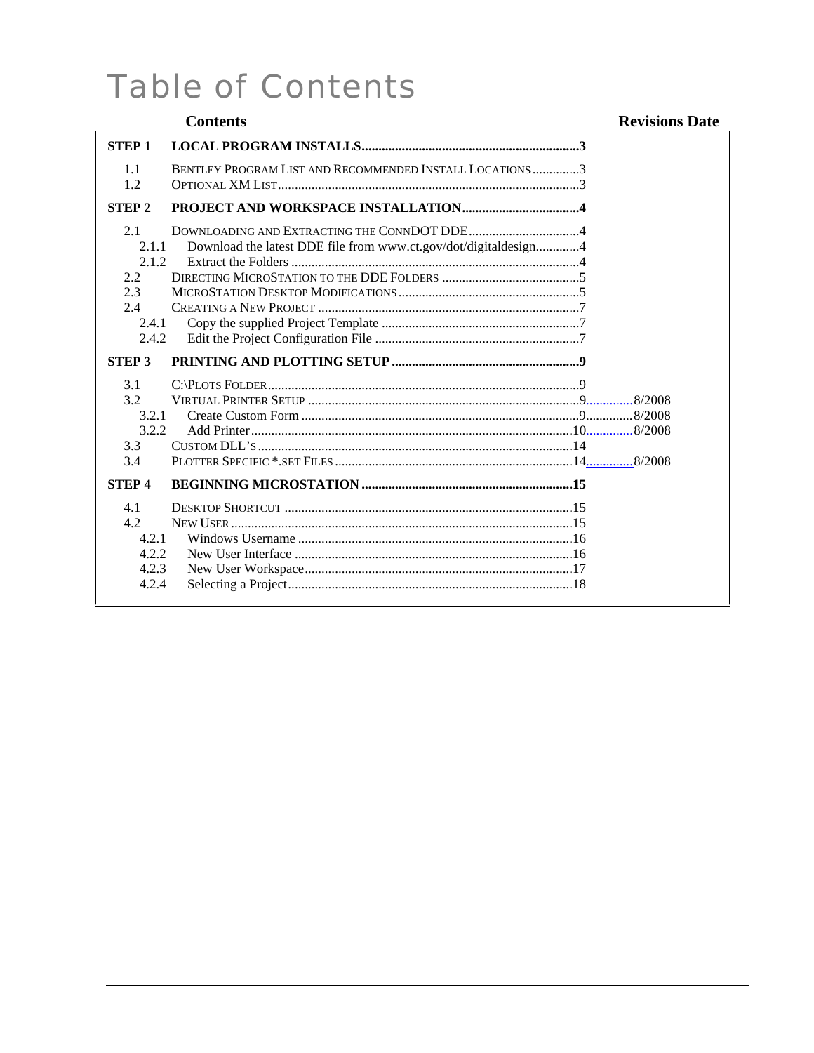# Table of Contents

| Contents | | | Revisions Date |
|---|---|---|---|
| **STEP 1** | **LOCAL PROGRAM INSTALLS** | **3** | |
| 1.1 | BENTLEY PROGRAM LIST AND RECOMMENDED INSTALL LOCATIONS | 3 | |
| 1.2 | OPTIONAL XM LIST | 3 | |
| **STEP 2** | **PROJECT AND WORKSPACE INSTALLATION** | **4** | |
| 2.1 | DOWNLOADING AND EXTRACTING THE CONNDOT DDE | 4 | |
| 2.1.1 | Download the latest DDE file from www.ct.gov/dot/digitaldesign | 4 | |
| 2.1.2 | Extract the Folders | 4 | |
| 2.2 | DIRECTING MICROSTATION TO THE DDE FOLDERS | 5 | |
| 2.3 | MICROSTATION DESKTOP MODIFICATIONS | 5 | |
| 2.4 | CREATING A NEW PROJECT | 7 | |
| 2.4.1 | Copy the supplied Project Template | 7 | |
| 2.4.2 | Edit the Project Configuration File | 7 | |
| **STEP 3** | **PRINTING AND PLOTTING SETUP** | **9** | |
| 3.1 | C:\PLOTS FOLDER | 9 | |
| 3.2 | VIRTUAL PRINTER SETUP | 9 | 8/2008 |
| 3.2.1 | Create Custom Form | 9 | 8/2008 |
| 3.2.2 | Add Printer | 10 | 8/2008 |
| 3.3 | CUSTOM DLL'S | 14 | |
| 3.4 | PLOTTER SPECIFIC *.SET FILES | 14 | 8/2008 |
| **STEP 4** | **BEGINNING MICROSTATION** | **15** | |
| 4.1 | DESKTOP SHORTCUT | 15 | |
| 4.2 | NEW USER | 15 | |
| 4.2.1 | Windows Username | 16 | |
| 4.2.2 | New User Interface | 16 | |
| 4.2.3 | New User Workspace | 17 | |
| 4.2.4 | Selecting a Project | 18 | |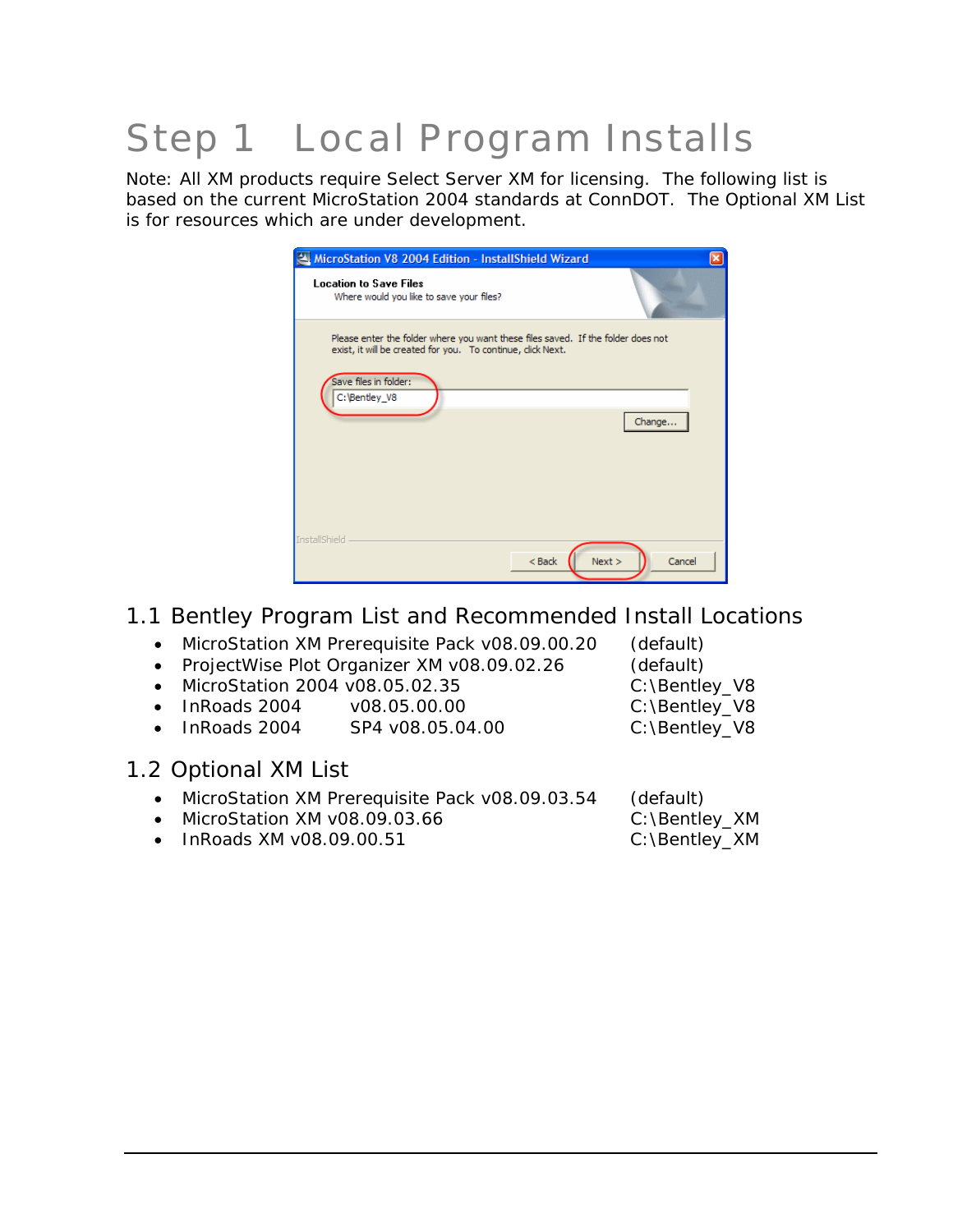# Step 1 Local Program Installs

Note: All XM products require Select Server XM for licensing. The following list is based on the current MicroStation 2004 standards at ConnDOT. The Optional XM List is for resources which are under development.

## 1.1 Bentley Program List and Recommended Install Locations

- MicroStation XM Prerequisite Pack v08.09.00.20 (default)
- ProjectWise Plot Organizer XM v08.09.02.26 (default)
- MicroStation 2004 v08.05.02.35 C:\Bentley_V8
- InRoads 2004 v08.05.00.00 C:\Bentley_V8
- InRoads 2004 SP4 v08.05.04.00 C:\Bentley_V8

## 1.2 Optional XM List

- MicroStation XM Prerequisite Pack v08.09.03.54 (default)
- MicroStation XM v08.09.03.66 C:\Bentley_XM
- InRoads XM v08.09.00.51 C:\Bentley_XM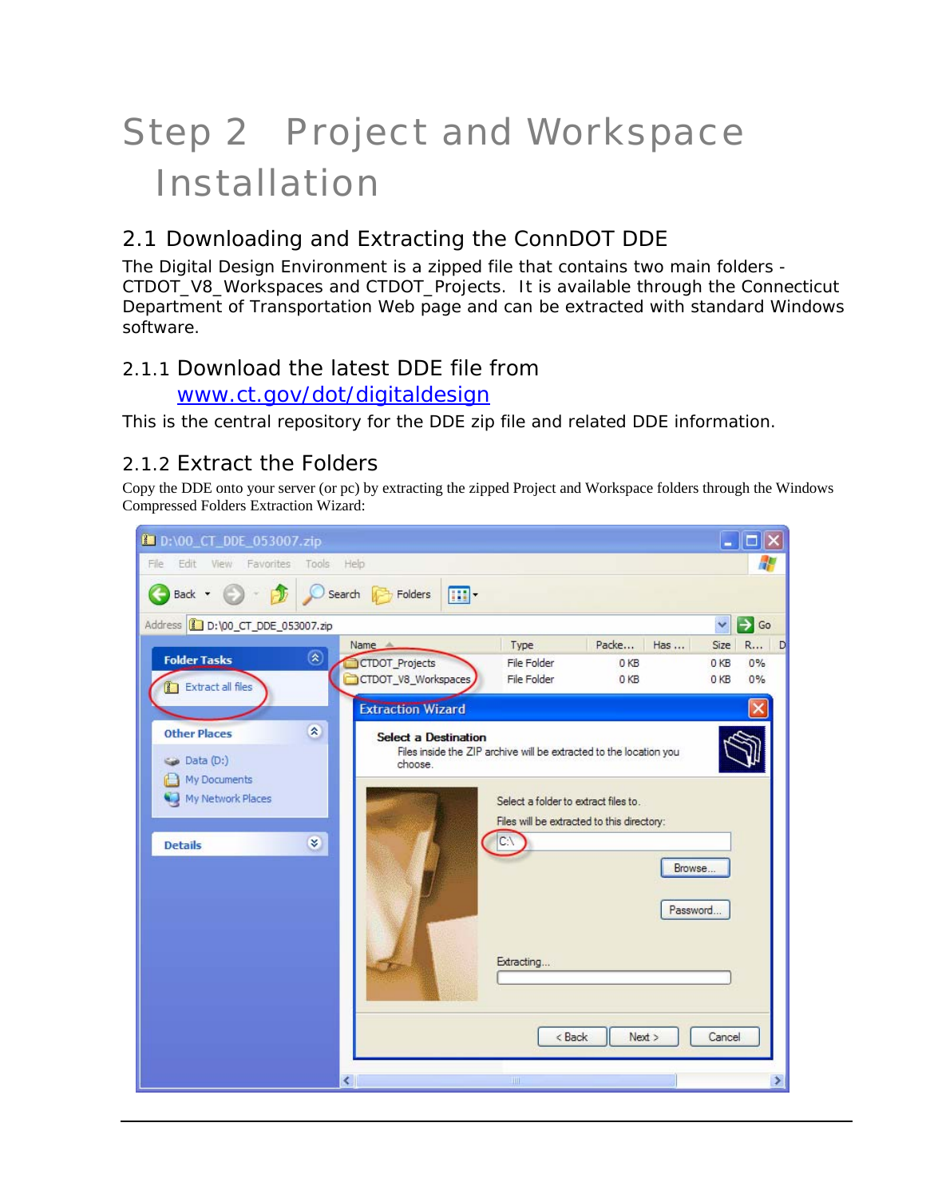# Step 2 Project and Workspace Installation

## 2.1 Downloading and Extracting the ConnDOT DDE

The Digital Design Environment is a zipped file that contains two main folders - CTDOT_V8_Workspaces and CTDOT_Projects. It is available through the Connecticut Department of Transportation Web page and can be extracted with standard Windows software.

### 2.1.1 Download the latest DDE file from [www.ct.gov/dot/digitaldesign](http://www.ct.gov/dot/digitaldesign)

This is the central repository for the DDE zip file and related DDE information.

### 2.1.2 Extract the Folders

Copy the DDE onto your server (or pc) by extracting the zipped Project and Workspace folders through the Windows Compressed Folders Extraction Wizard: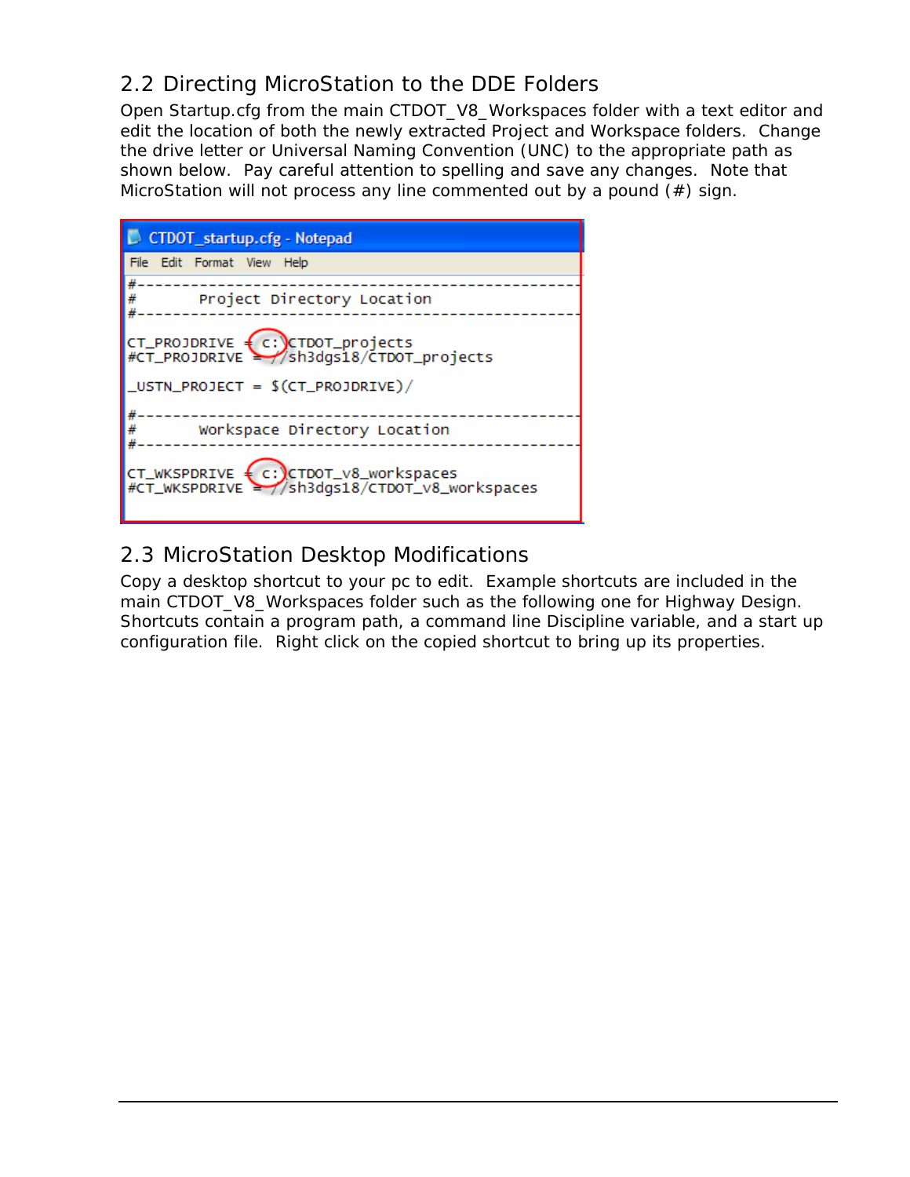## 2.2 Directing MicroStation to the DDE Folders

Open Startup.cfg from the main CTDOT_V8_Workspaces folder with a text editor and edit the location of both the newly extracted Project and Workspace folders. Change the drive letter or Universal Naming Convention (UNC) to the appropriate path as shown below. Pay careful attention to spelling and save any changes. Note that MicroStation will not process any line commented out by a pound (#) sign.

```
CTDOT_startup.cfg - Notepad
File  Edit  Format  View  Help
#--------------------------------------------------
#       Project Directory Location
#--------------------------------------------------

CT_PROJDRIVE = c:/CTDOT_projects
#CT_PROJDRIVE = //sh3dgs18/CTDOT_projects

_USTN_PROJECT = $(CT_PROJDRIVE)/

#--------------------------------------------------
#       Workspace Directory Location
#--------------------------------------------------

CT_WKSPDRIVE = c:/CTDOT_v8_workspaces
#CT_WKSPDRIVE = //sh3dgs18/CTDOT_v8_workspaces
```

## 2.3 MicroStation Desktop Modifications

Copy a desktop shortcut to your pc to edit. Example shortcuts are included in the main CTDOT_V8_Workspaces folder such as the following one for Highway Design. Shortcuts contain a program path, a command line Discipline variable, and a start up configuration file. Right click on the copied shortcut to bring up its properties.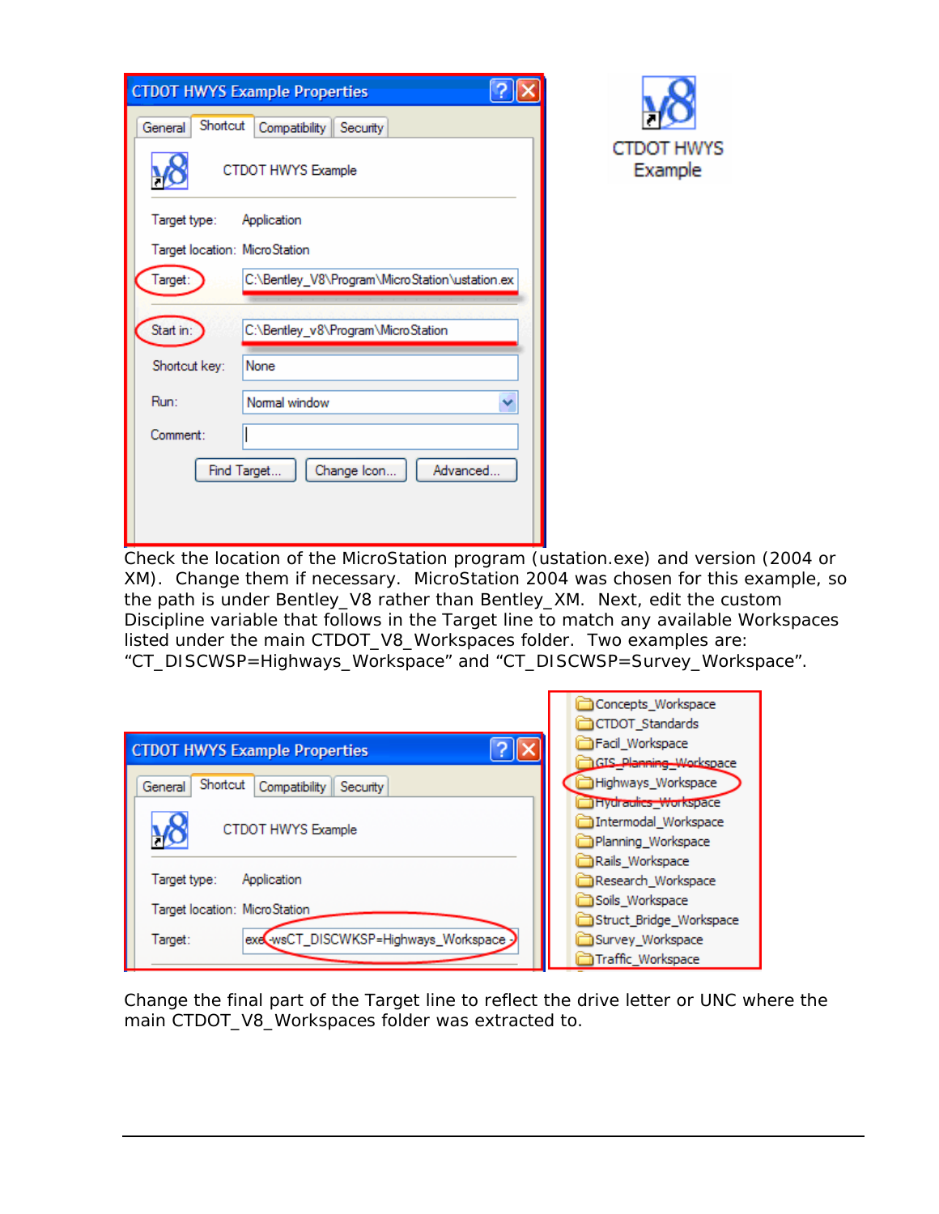Check the location of the MicroStation program (ustation.exe) and version (2004 or XM). Change them if necessary. MicroStation 2004 was chosen for this example, so the path is under Bentley_V8 rather than Bentley_XM. Next, edit the custom Discipline variable that follows in the Target line to match any available Workspaces listed under the main CTDOT_V8_Workspaces folder. Two examples are: "CT_DISCWSP=Highways_Workspace" and "CT_DISCWSP=Survey_Workspace".

Change the final part of the Target line to reflect the drive letter or UNC where the main CTDOT_V8_Workspaces folder was extracted to.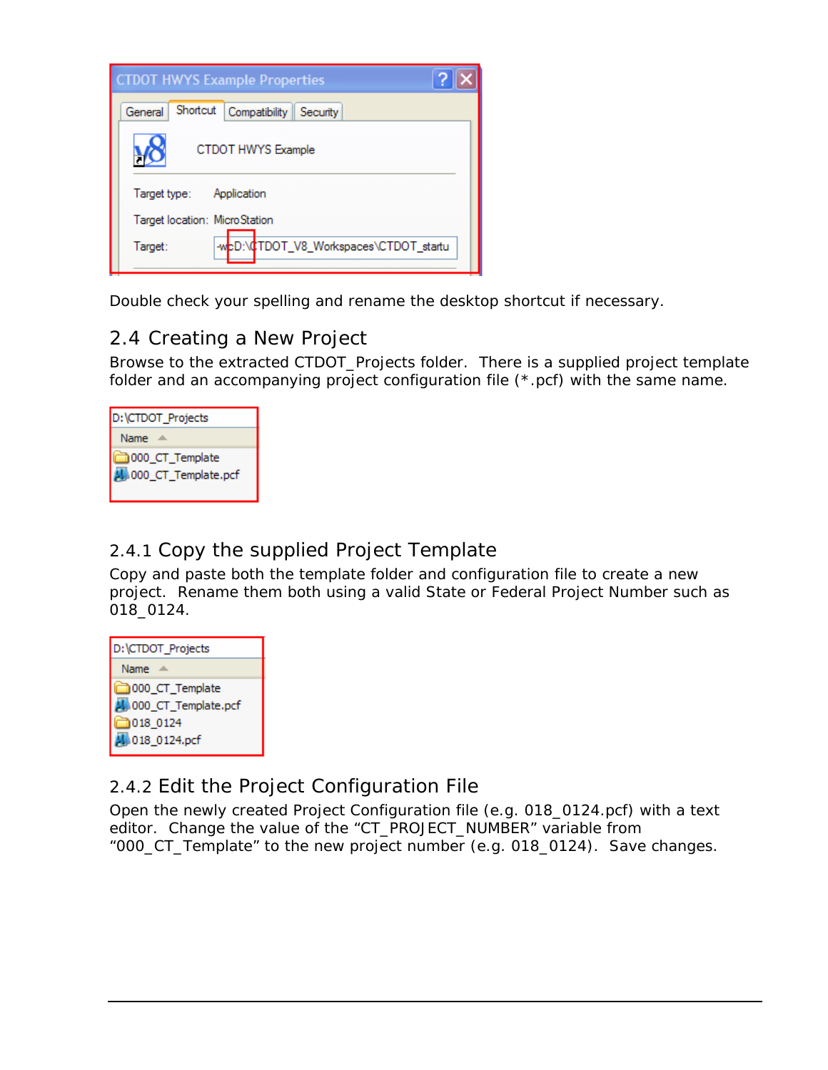Double check your spelling and rename the desktop shortcut if necessary.

## 2.4 Creating a New Project

Browse to the extracted CTDOT_Projects folder. There is a supplied project template folder and an accompanying project configuration file (*.pcf) with the same name.

### 2.4.1 Copy the supplied Project Template

Copy and paste both the template folder and configuration file to create a new project. Rename them both using a valid State or Federal Project Number such as 018_0124.

### 2.4.2 Edit the Project Configuration File

Open the newly created Project Configuration file (e.g. 018_0124.pcf) with a text editor. Change the value of the "CT_PROJECT_NUMBER" variable from "000_CT_Template" to the new project number (e.g. 018_0124). Save changes.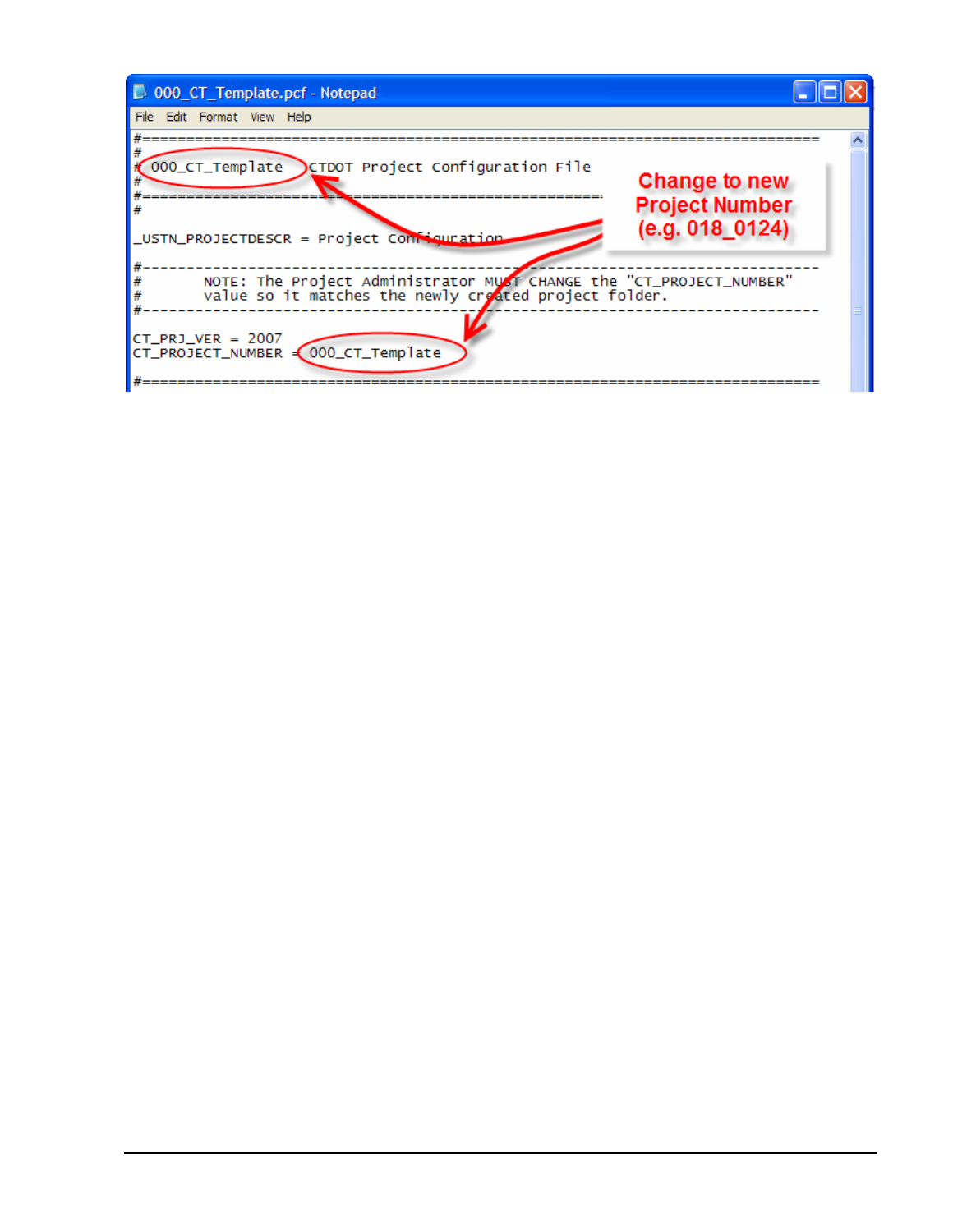000_CT_Template.pcf - Notepad

```
#===========================================================================
#
# 000_CT_Template  CTDOT Project Configuration File
#
#===========================================================================
#
_USTN_PROJECTDESCR = Project Configuration

#---------------------------------------------------------------------------
#       NOTE: The Project Administrator MUST CHANGE the "CT_PROJECT_NUMBER"
#       value so it matches the newly created project folder.
#---------------------------------------------------------------------------

CT_PRJ_VER = 2007
CT_PROJECT_NUMBER = 000_CT_Template

#===========================================================================
```

**Change to new Project Number (e.g. 018_0124)**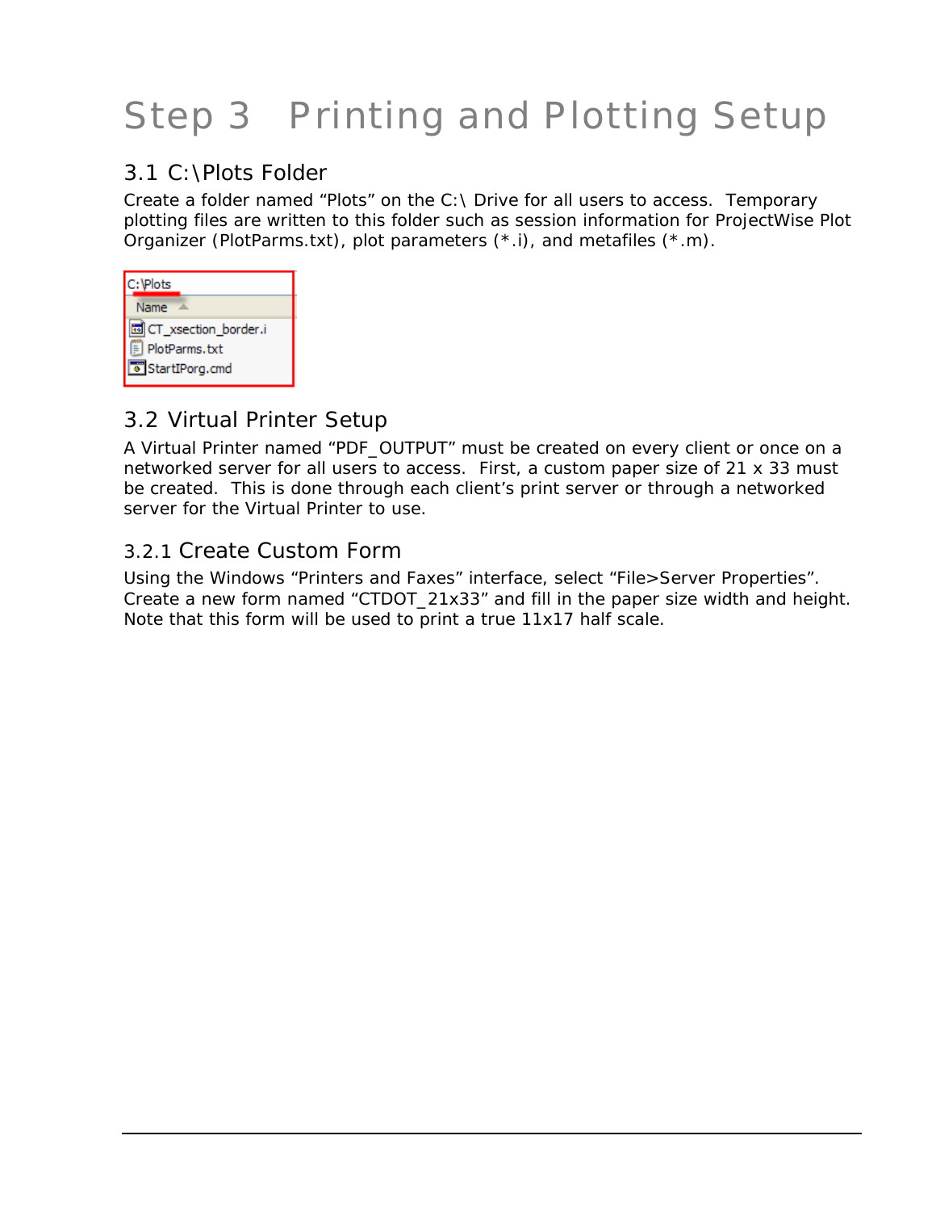# Step 3 Printing and Plotting Setup

## 3.1 C:\Plots Folder

Create a folder named “Plots” on the C:\ Drive for all users to access. Temporary plotting files are written to this folder such as session information for ProjectWise Plot Organizer (PlotParms.txt), plot parameters (*.i), and metafiles (*.m).

## 3.2 Virtual Printer Setup

A Virtual Printer named “PDF_OUTPUT” must be created on every client or once on a networked server for all users to access. First, a custom paper size of 21 x 33 must be created. This is done through each client’s print server or through a networked server for the Virtual Printer to use.

### 3.2.1 Create Custom Form

Using the Windows “Printers and Faxes” interface, select “File>Server Properties”. Create a new form named “CTDOT_21x33” and fill in the paper size width and height. Note that this form will be used to print a true 11x17 half scale.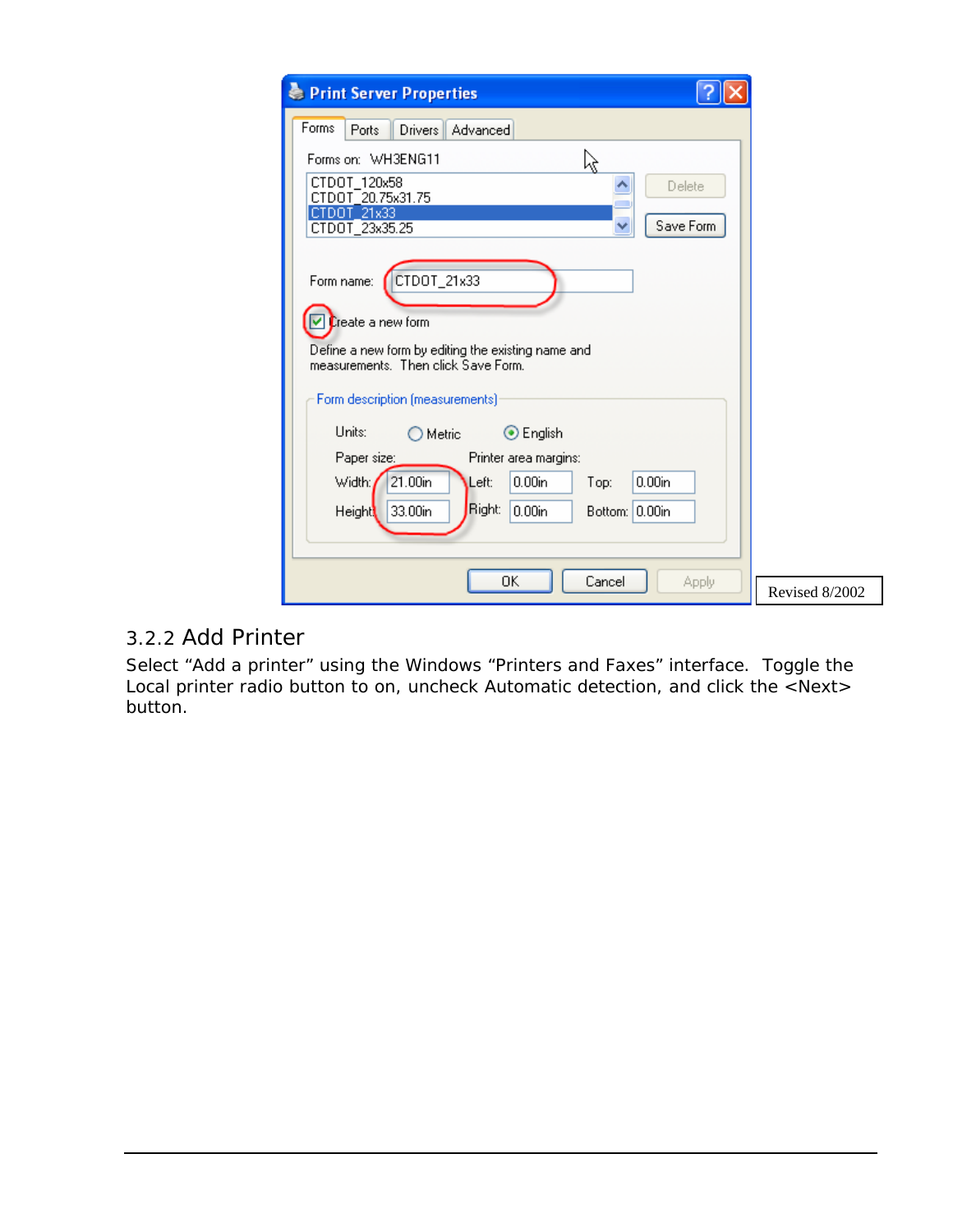Revised 8/2002

### 3.2.2 Add Printer

Select “Add a printer” using the Windows “Printers and Faxes” interface. Toggle the Local printer radio button to on, uncheck Automatic detection, and click the <Next> button.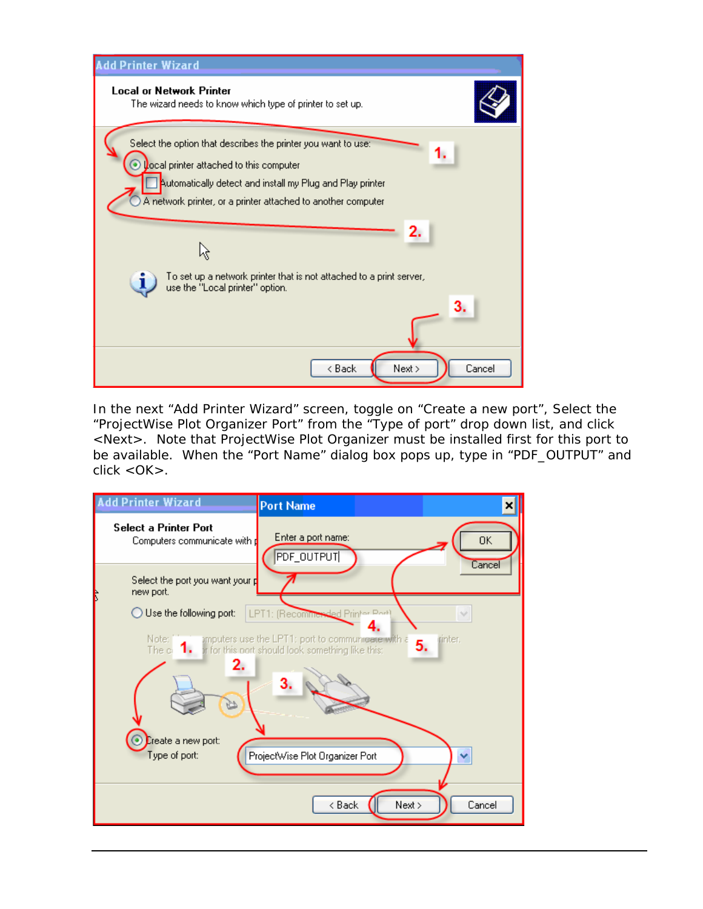In the next "Add Printer Wizard" screen, toggle on "Create a new port", Select the "ProjectWise Plot Organizer Port" from the "Type of port" drop down list, and click <Next>. Note that ProjectWise Plot Organizer must be installed first for this port to be available. When the "Port Name" dialog box pops up, type in "PDF_OUTPUT" and click <OK>.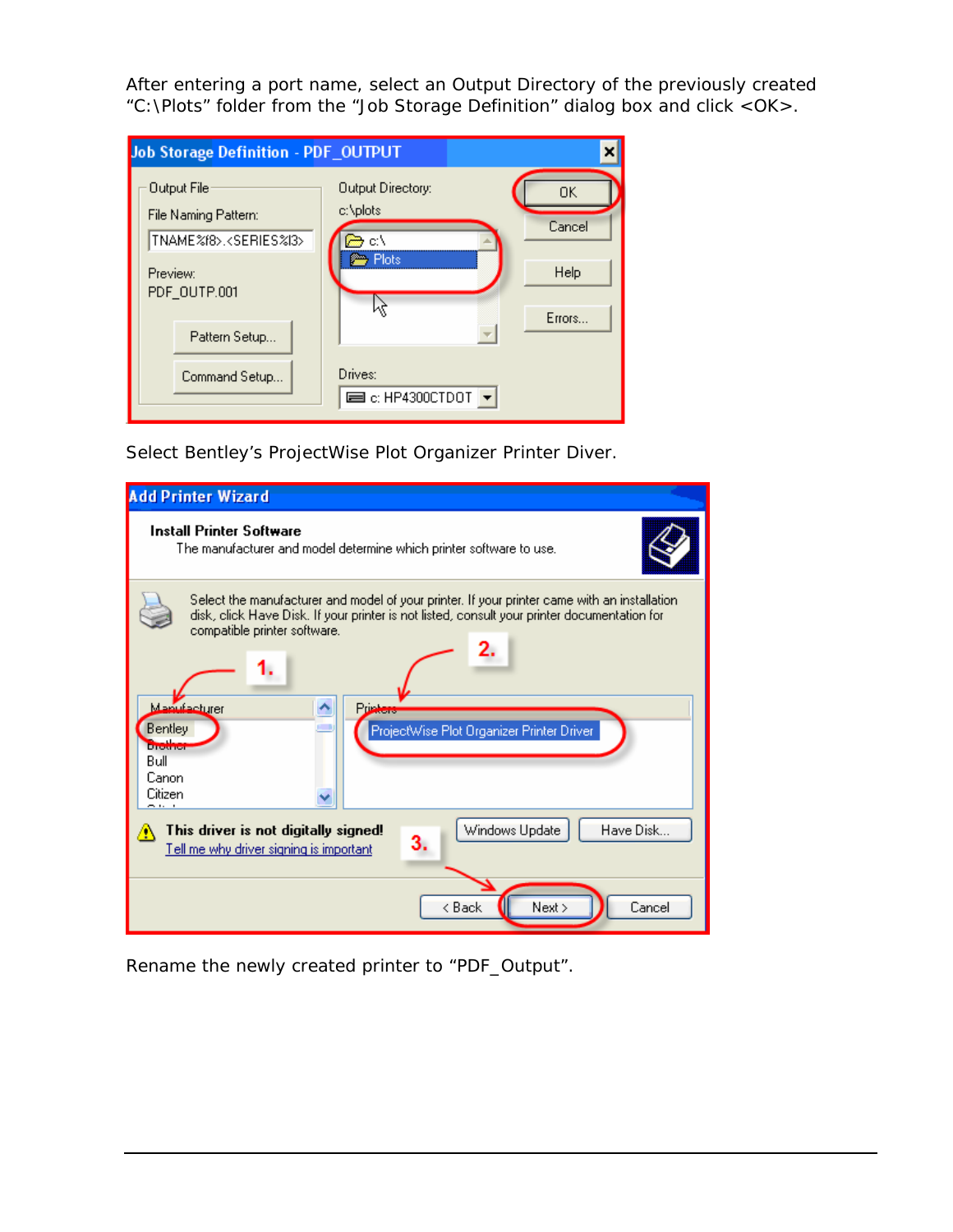After entering a port name, select an Output Directory of the previously created “C:\Plots” folder from the “Job Storage Definition” dialog box and click <OK>.

Select Bentley’s ProjectWise Plot Organizer Printer Diver.

Rename the newly created printer to “PDF_Output”.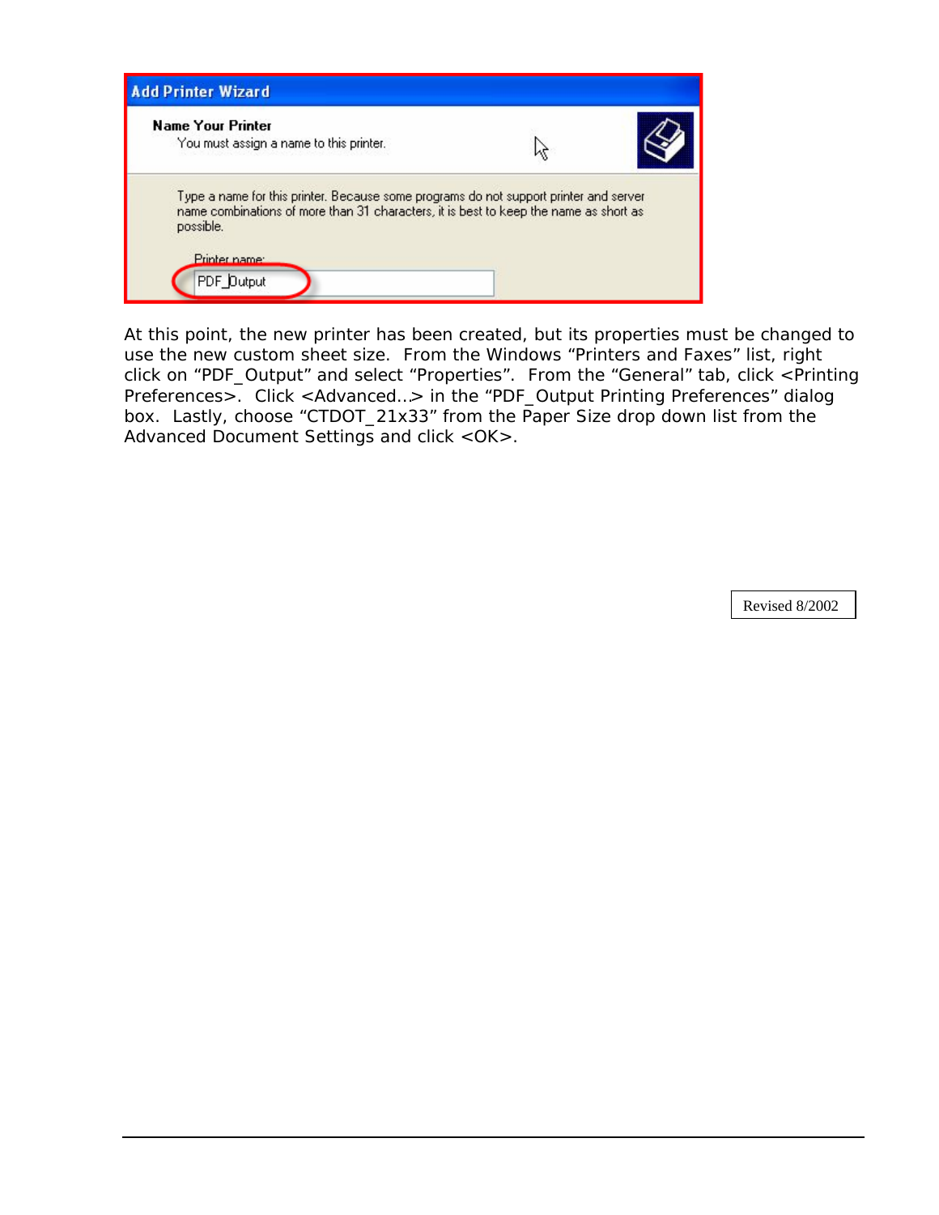At this point, the new printer has been created, but its properties must be changed to use the new custom sheet size. From the Windows "Printers and Faxes" list, right click on "PDF_Output" and select "Properties". From the "General" tab, click <Printing Preferences>. Click <Advanced…> in the "PDF_Output Printing Preferences" dialog box. Lastly, choose "CTDOT_21x33" from the Paper Size drop down list from the Advanced Document Settings and click <OK>.

Revised 8/2002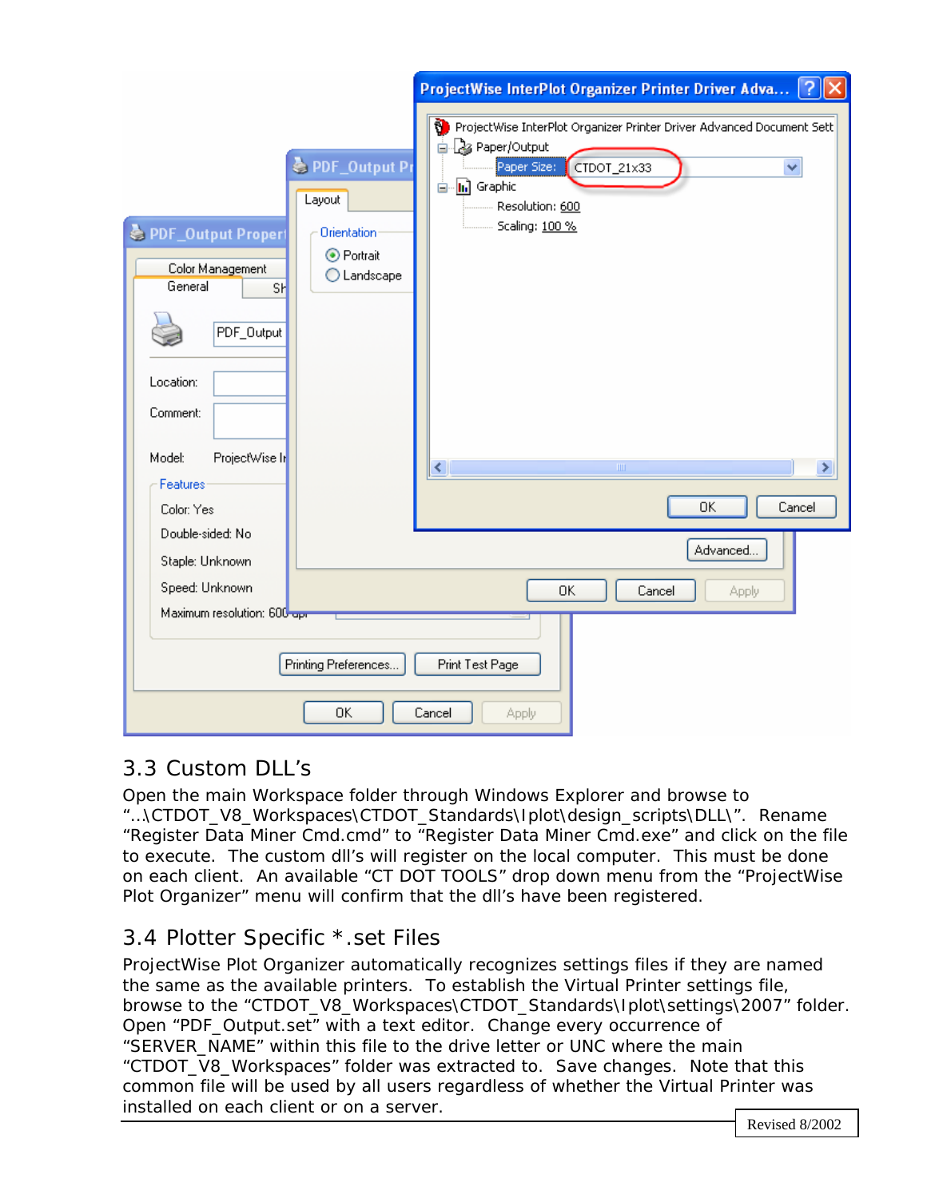## 3.3 Custom DLL's

Open the main Workspace folder through Windows Explorer and browse to "..\CTDOT_V8_Workspaces\CTDOT_Standards\Iplot\design_scripts\DLL\". Rename "Register Data Miner Cmd.cmd" to "Register Data Miner Cmd.exe" and click on the file to execute. The custom dll's will register on the local computer. This must be done on each client. An available "CT DOT TOOLS" drop down menu from the "ProjectWise Plot Organizer" menu will confirm that the dll's have been registered.

## 3.4 Plotter Specific *.set Files

ProjectWise Plot Organizer automatically recognizes settings files if they are named the same as the available printers. To establish the Virtual Printer settings file, browse to the "CTDOT_V8_Workspaces\CTDOT_Standards\Iplot\settings\2007" folder. Open "PDF_Output.set" with a text editor. Change every occurrence of "SERVER_NAME" within this file to the drive letter or UNC where the main "CTDOT_V8_Workspaces" folder was extracted to. Save changes. Note that this common file will be used by all users regardless of whether the Virtual Printer was installed on each client or on a server.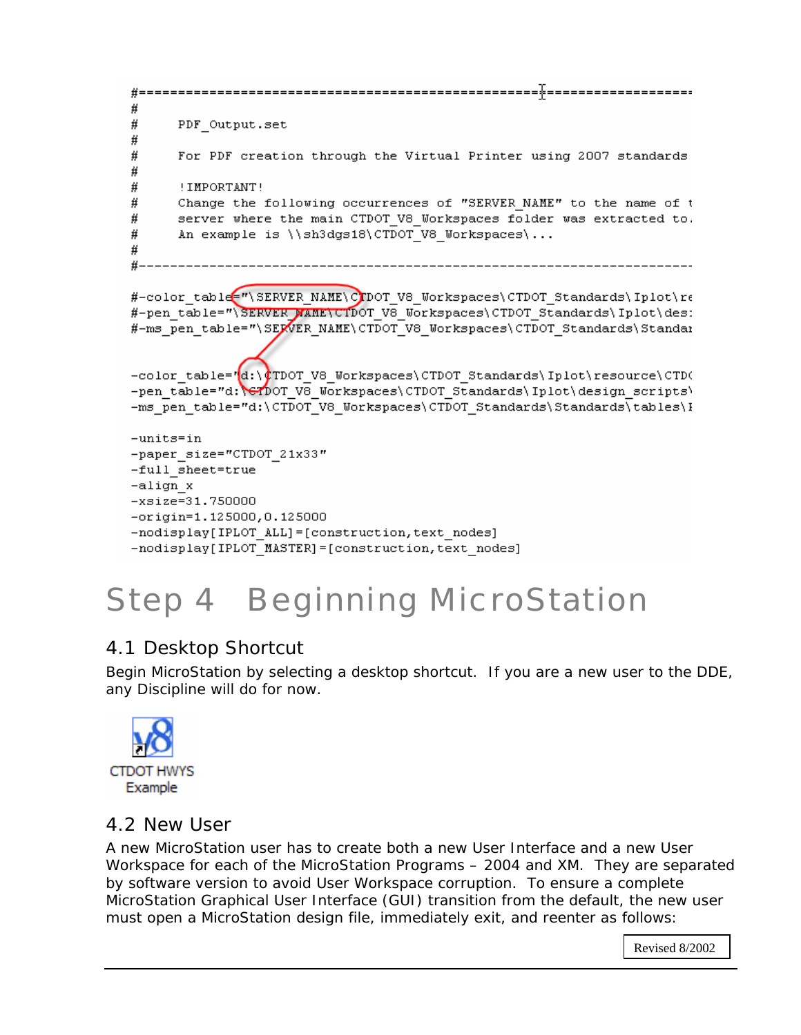```
#===================================================================
#
#     PDF_Output.set
#
#     For PDF creation through the Virtual Printer using 2007 standards
#
#     !IMPORTANT!
#     Change the following occurrences of "SERVER_NAME" to the name of t
#     server where the main CTDOT_V8_Workspaces folder was extracted to.
#     An example is \\sh3dgs18\CTDOT_V8_Workspaces\...
#
#-------------------------------------------------------------------

#-color_table="\SERVER_NAME\CTDOT_V8_Workspaces\CTDOT_Standards\Iplot\re
#-pen_table="\SERVER_NAME\CTDOT_V8_Workspaces\CTDOT_Standards\Iplot\des:
#-ms_pen_table="\SERVER_NAME\CTDOT_V8_Workspaces\CTDOT_Standards\Standar


-color_table="d:\CTDOT_V8_Workspaces\CTDOT_Standards\Iplot\resource\CTD(
-pen_table="d:\CTDOT_V8_Workspaces\CTDOT_Standards\Iplot\design_scripts\
-ms_pen_table="d:\CTDOT_V8_Workspaces\CTDOT_Standards\Standards\tables\I

-units=in
-paper_size="CTDOT_21x33"
-full_sheet=true
-align_x
-xsize=31.750000
-origin=1.125000,0.125000
-nodisplay[IPLOT_ALL]=[construction,text_nodes]
-nodisplay[IPLOT_MASTER]=[construction,text_nodes]
```

# Step 4 Beginning MicroStation

## 4.1 Desktop Shortcut

Begin MicroStation by selecting a desktop shortcut. If you are a new user to the DDE, any Discipline will do for now.

CTDOT HWYS Example

## 4.2 New User

A new MicroStation user has to create both a new User Interface and a new User Workspace for each of the MicroStation Programs – 2004 and XM. They are separated by software version to avoid User Workspace corruption. To ensure a complete MicroStation Graphical User Interface (GUI) transition from the default, the new user must open a MicroStation design file, immediately exit, and reenter as follows:

Revised 8/2002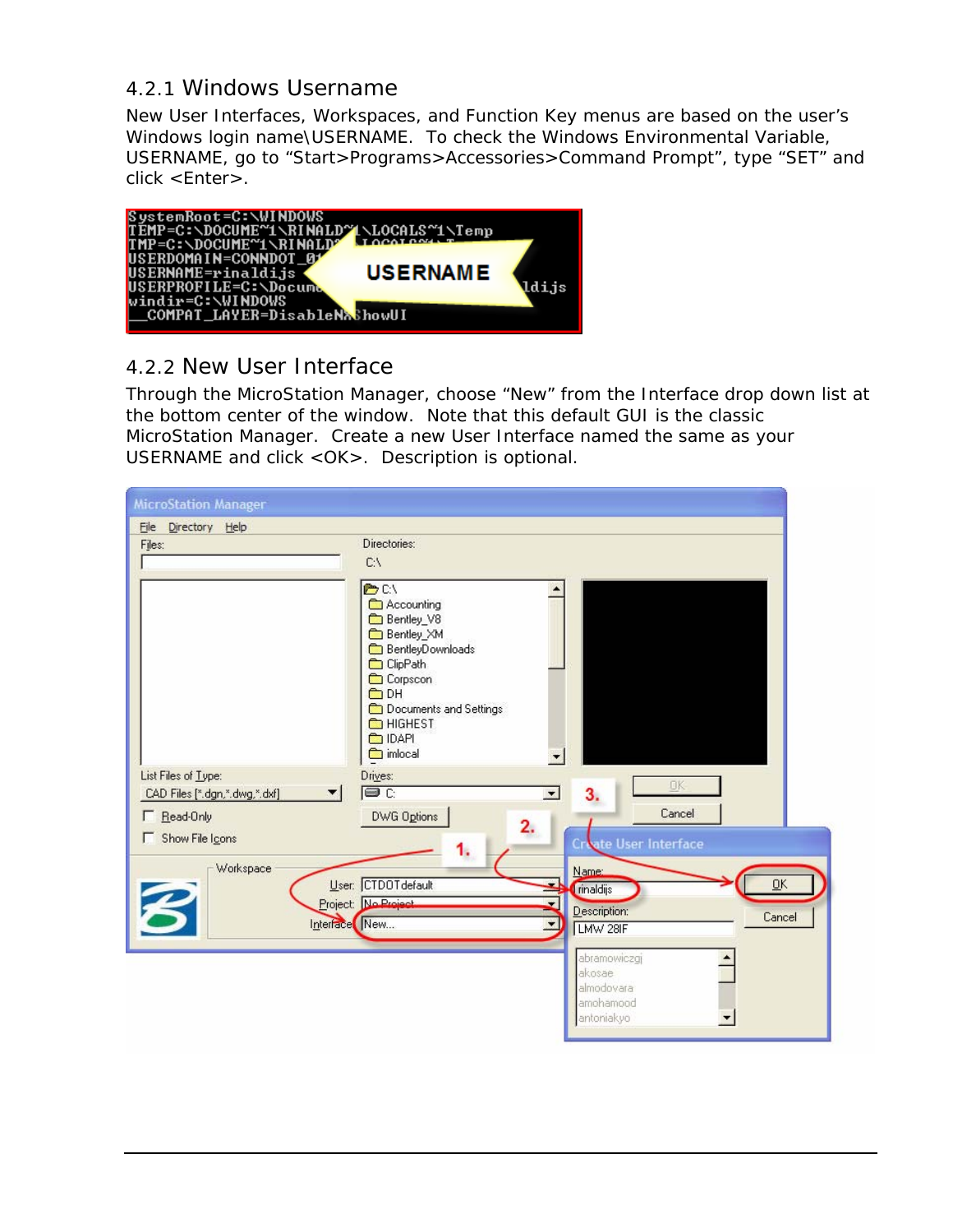### 4.2.1 Windows Username

New User Interfaces, Workspaces, and Function Key menus are based on the user's Windows login name\USERNAME. To check the Windows Environmental Variable, USERNAME, go to "Start>Programs>Accessories>Command Prompt", type "SET" and click <Enter>.

### 4.2.2 New User Interface

Through the MicroStation Manager, choose "New" from the Interface drop down list at the bottom center of the window. Note that this default GUI is the classic MicroStation Manager. Create a new User Interface named the same as your USERNAME and click <OK>. Description is optional.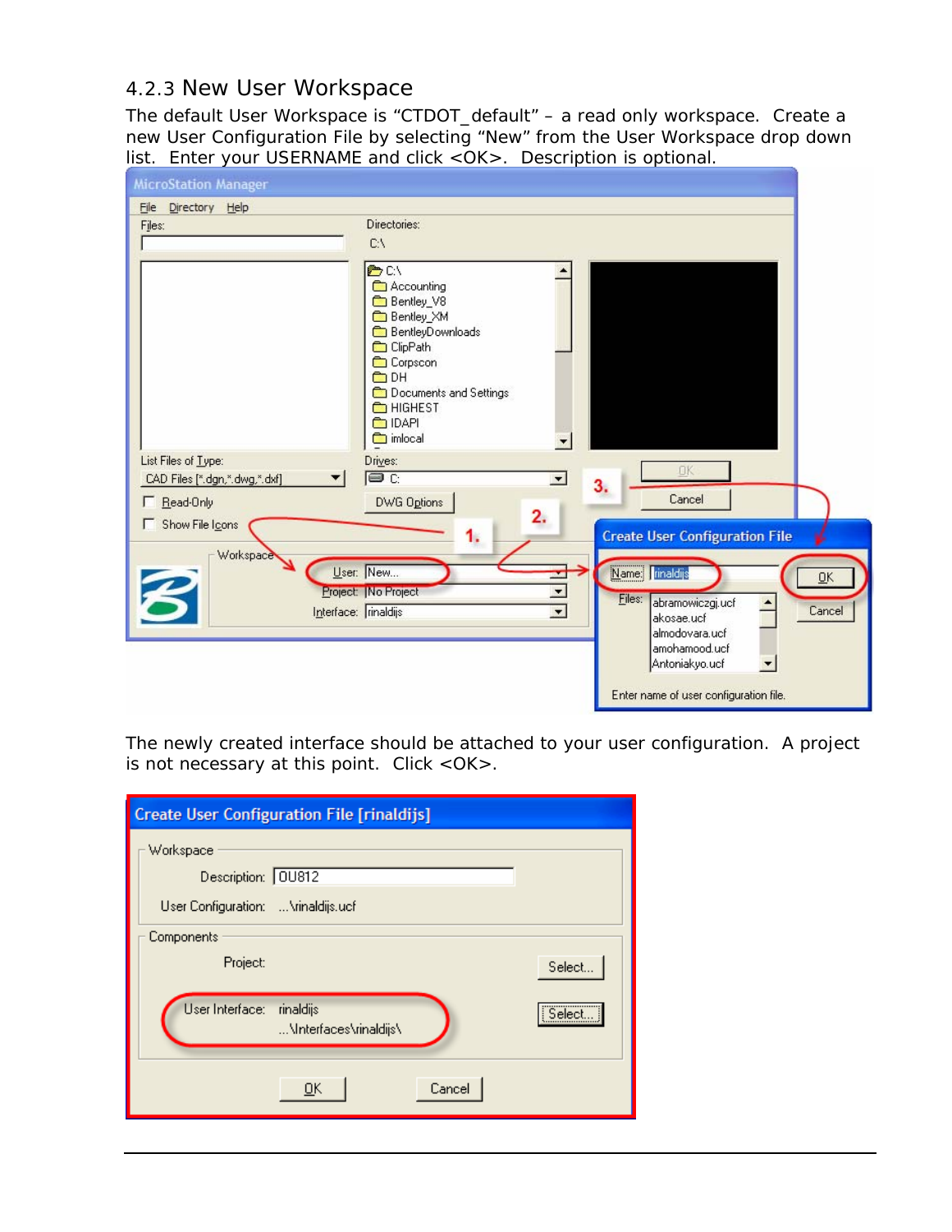### 4.2.3 New User Workspace

The default User Workspace is “CTDOT_default” – a read only workspace. Create a new User Configuration File by selecting “New” from the User Workspace drop down list. Enter your USERNAME and click <OK>. Description is optional.

The newly created interface should be attached to your user configuration. A project is not necessary at this point. Click <OK>.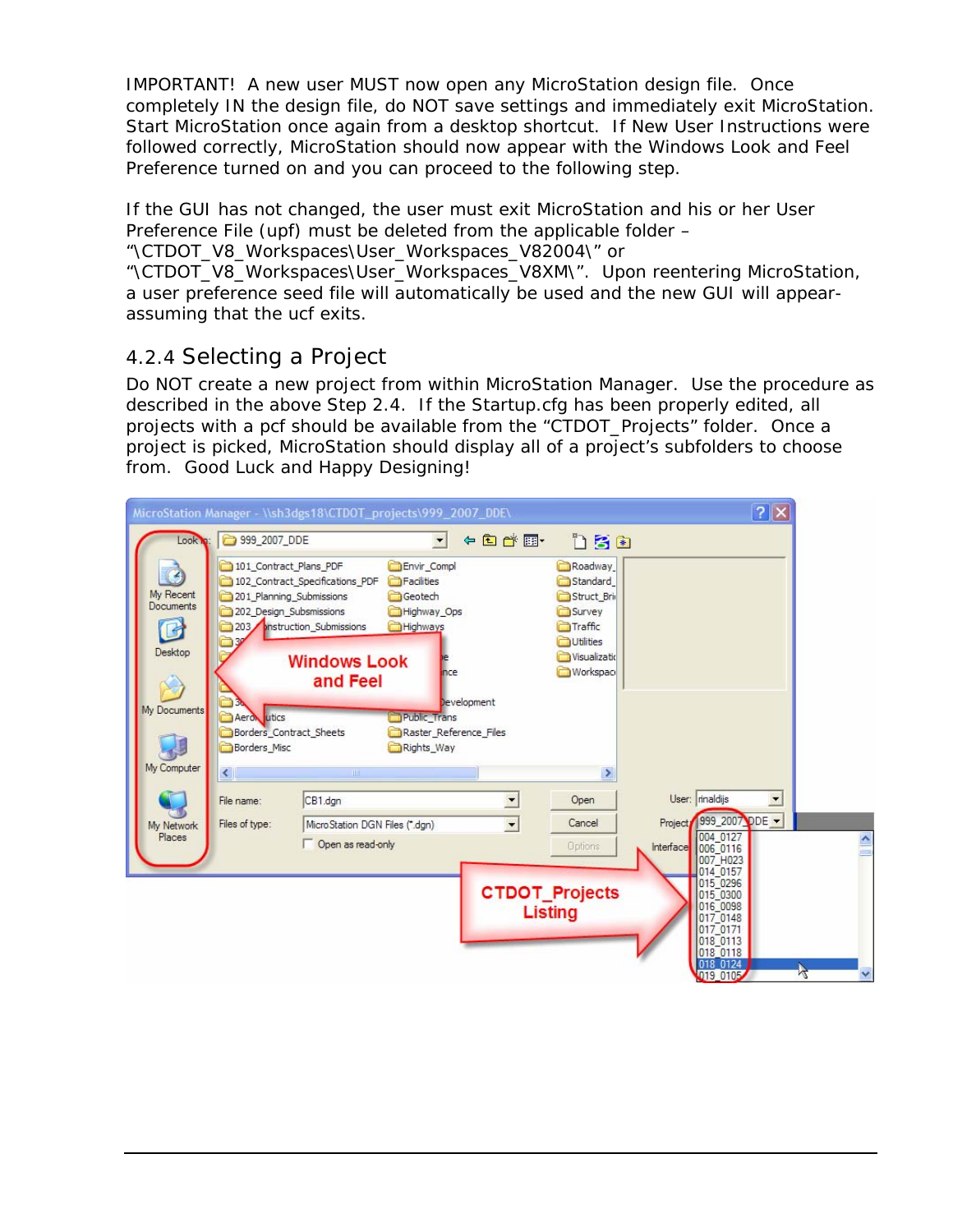IMPORTANT! A new user MUST now open any MicroStation design file. Once completely IN the design file, do NOT save settings and immediately exit MicroStation. Start MicroStation once again from a desktop shortcut. If New User Instructions were followed correctly, MicroStation should now appear with the Windows Look and Feel Preference turned on and you can proceed to the following step.

If the GUI has not changed, the user must exit MicroStation and his or her User Preference File (upf) must be deleted from the applicable folder – "\CTDOT_V8_Workspaces\User_Workspaces_V82004\" or "\CTDOT_V8_Workspaces\User_Workspaces_V8XM\". Upon reentering MicroStation, a user preference seed file will automatically be used and the new GUI will appear- assuming that the ucf exits.

### 4.2.4 Selecting a Project

Do NOT create a new project from within MicroStation Manager. Use the procedure as described in the above Step 2.4. If the Startup.cfg has been properly edited, all projects with a pcf should be available from the "CTDOT_Projects" folder. Once a project is picked, MicroStation should display all of a project's subfolders to choose from. Good Luck and Happy Designing!